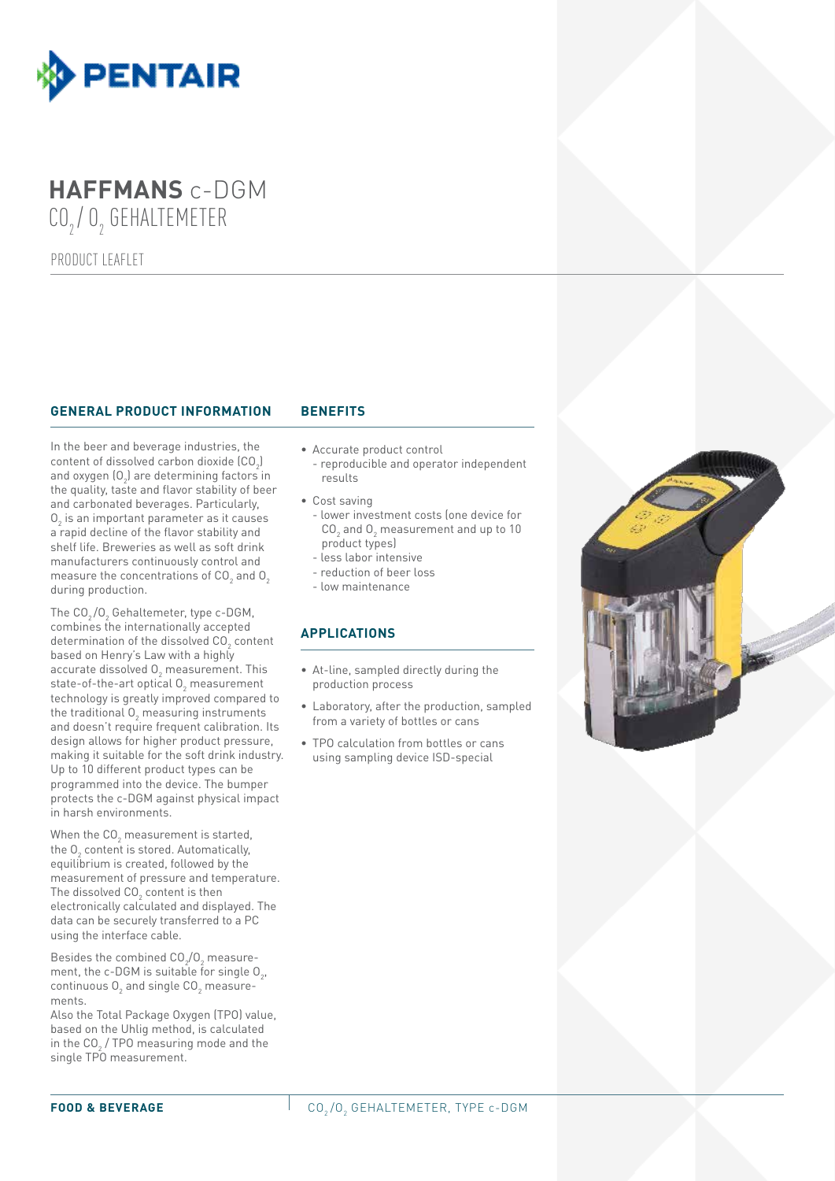# HAFFMANS c-DGM
## $CO_2$ / $O_2$ GEHALTEMETER

PRODUCT LEAFLET

### GENERAL PRODUCT INFORMATION

In the beer and beverage industries, the content of dissolved carbon dioxide ($CO_2$) and oxygen ($O_2$) are determining factors in the quality, taste and flavor stability of beer and carbonated beverages. Particularly, $O_2$ is an important parameter as it causes a rapid decline of the flavor stability and shelf life. Breweries as well as soft drink manufacturers continuously control and measure the concentrations of $CO_2$ and $O_2$ during production.

The $CO_2$/$O_2$ Gehaltemeter, type c-DGM, combines the internationally accepted determination of the dissolved $CO_2$ content based on Henry's Law with a highly accurate dissolved $O_2$ measurement. This state-of-the-art optical $O_2$ measurement technology is greatly improved compared to the traditional $O_2$ measuring instruments and doesn't require frequent calibration. Its design allows for higher product pressure, making it suitable for the soft drink industry. Up to 10 different product types can be programmed into the device. The bumper protects the c-DGM against physical impact in harsh environments.

When the $CO_2$ measurement is started, the $O_2$ content is stored. Automatically, equilibrium is created, followed by the measurement of pressure and temperature. The dissolved $CO_2$ content is then electronically calculated and displayed. The data can be securely transferred to a PC using the interface cable.

Besides the combined $CO_2$/$O_2$ measurement, the c-DGM is suitable for single $O_2$, continuous $O_2$ and single $CO_2$ measurements.
Also the Total Package Oxygen (TPO) value, based on the Uhlig method, is calculated in the $CO_2$ / TPO measuring mode and the single TPO measurement.

### BENEFITS

- Accurate product control
  - reproducible and operator independent results
- Cost saving
  - lower investment costs (one device for $CO_2$ and $O_2$ measurement and up to 10 product types)
  - less labor intensive
  - reduction of beer loss
  - low maintenance

### APPLICATIONS

- At-line, sampled directly during the production process
- Laboratory, after the production, sampled from a variety of bottles or cans
- TPO calculation from bottles or cans using sampling device ISD-special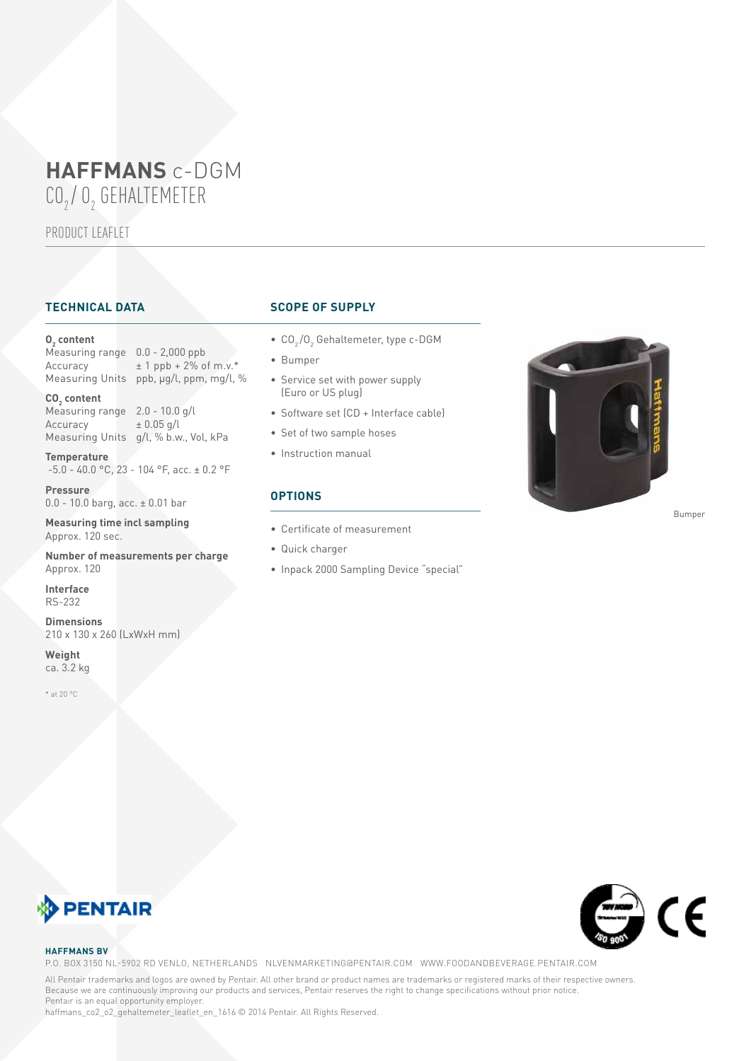# HAFFMANS c-DGM

## $CO_2$ / $O_2$ GEHALTEMETER

PRODUCT LEAFLET

## TECHNICAL DATA

**$O_2$ content**

| | |
|---|---|
| Measuring range | 0.0 - 2,000 ppb |
| Accuracy | ± 1 ppb + 2% of m.v.* |
| Measuring Units | ppb, µg/l, ppm, mg/l, % |

**$CO_2$ content**

| | |
|---|---|
| Measuring range | 2.0 - 10.0 g/l |
| Accuracy | ± 0.05 g/l |
| Measuring Units | g/l, % b.w., Vol, kPa |

**Temperature**
-5.0 - 40.0 °C, 23 - 104 °F, acc. ± 0.2 °F

**Pressure**
0.0 - 10.0 barg, acc. ± 0.01 bar

**Measuring time incl sampling**
Approx. 120 sec.

**Number of measurements per charge**
Approx. 120

**Interface**
RS-232

**Dimensions**
210 x 130 x 260 (LxWxH mm)

**Weight**
ca. 3.2 kg

\* at 20 °C

## SCOPE OF SUPPLY

- $CO_2$/$O_2$ Gehaltemeter, type c-DGM
- Bumper
- Service set with power supply (Euro or US plug)
- Software set (CD + Interface cable)
- Set of two sample hoses
- Instruction manual

## OPTIONS

- Certificate of measurement
- Quick charger
- Inpack 2000 Sampling Device "special"

Bumper

**HAFFMANS BV**
P.O. BOX 3150 NL-5902 RD VENLO, NETHERLANDS NLVENMARKETING@PENTAIR.COM WWW.FOODANDBEVERAGE.PENTAIR.COM

All Pentair trademarks and logos are owned by Pentair. All other brand or product names are trademarks or registered marks of their respective owners. Because we are continuously improving our products and services, Pentair reserves the right to change specifications without prior notice. Pentair is an equal opportunity employer.
haffmans_co2_o2_gehaltemeter_leaflet_en_1616 © 2014 Pentair. All Rights Reserved.